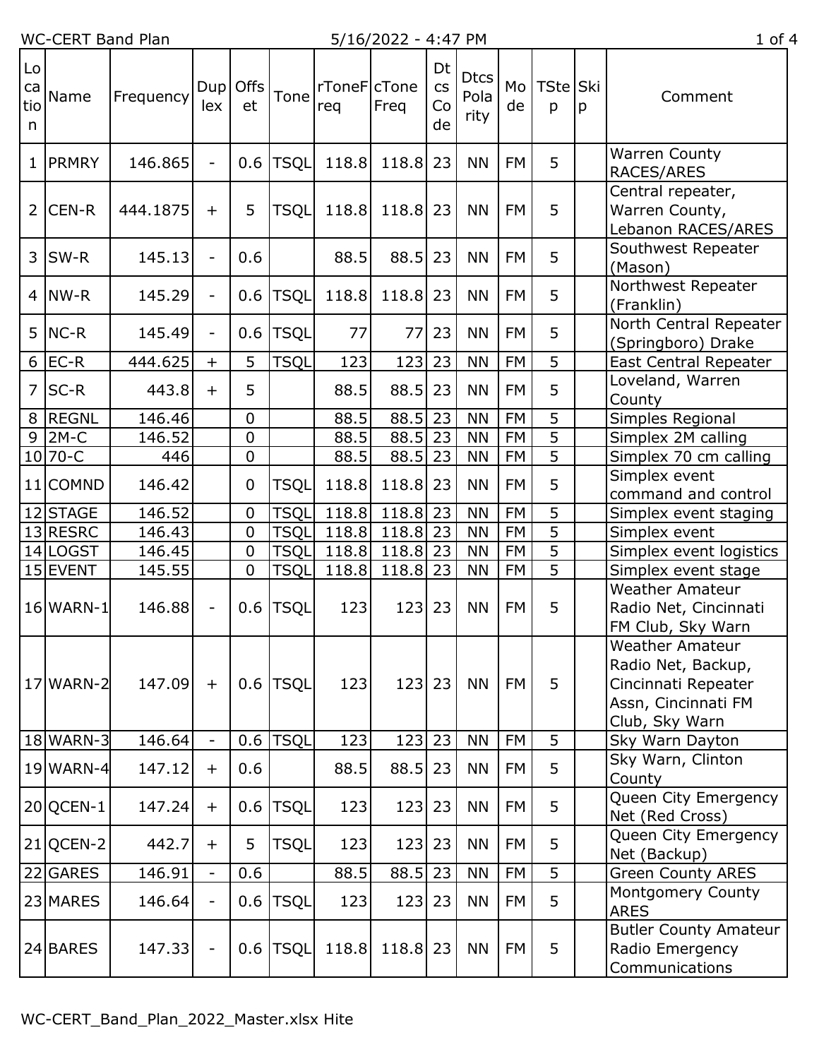| Location | Name | Frequency | Duplex | Offset | Tone | rToneFreq | cToneFreq | DtcsCode | DtcsPolarity | Mode | TStep | Skip | Comment |
|---|---|---|---|---|---|---|---|---|---|---|---|---|---|
| 1 | PRMRY | 146.865 | - | 0.6 | TSQL | 118.8 | 118.8 | 23 | NN | FM | 5 | | Warren County RACES/ARES |
| 2 | CEN-R | 444.1875 | + | 5 | TSQL | 118.8 | 118.8 | 23 | NN | FM | 5 | | Central repeater, Warren County, Lebanon RACES/ARES |
| 3 | SW-R | 145.13 | - | 0.6 | | 88.5 | 88.5 | 23 | NN | FM | 5 | | Southwest Repeater (Mason) |
| 4 | NW-R | 145.29 | - | 0.6 | TSQL | 118.8 | 118.8 | 23 | NN | FM | 5 | | Northwest Repeater (Franklin) |
| 5 | NC-R | 145.49 | - | 0.6 | TSQL | 77 | 77 | 23 | NN | FM | 5 | | North Central Repeater (Springboro) Drake |
| 6 | EC-R | 444.625 | + | 5 | TSQL | 123 | 123 | 23 | NN | FM | 5 | | East Central Repeater |
| 7 | SC-R | 443.8 | + | 5 | | 88.5 | 88.5 | 23 | NN | FM | 5 | | Loveland, Warren County |
| 8 | REGNL | 146.46 | | 0 | | 88.5 | 88.5 | 23 | NN | FM | 5 | | Simples Regional |
| 9 | 2M-C | 146.52 | | 0 | | 88.5 | 88.5 | 23 | NN | FM | 5 | | Simplex 2M calling |
| 10 | 70-C | 446 | | 0 | | 88.5 | 88.5 | 23 | NN | FM | 5 | | Simplex 70 cm calling |
| 11 | COMND | 146.42 | | 0 | TSQL | 118.8 | 118.8 | 23 | NN | FM | 5 | | Simplex event command and control |
| 12 | STAGE | 146.52 | | 0 | TSQL | 118.8 | 118.8 | 23 | NN | FM | 5 | | Simplex event staging |
| 13 | RESRC | 146.43 | | 0 | TSQL | 118.8 | 118.8 | 23 | NN | FM | 5 | | Simplex event |
| 14 | LOGST | 146.45 | | 0 | TSQL | 118.8 | 118.8 | 23 | NN | FM | 5 | | Simplex event logistics |
| 15 | EVENT | 145.55 | | 0 | TSQL | 118.8 | 118.8 | 23 | NN | FM | 5 | | Simplex event stage |
| 16 | WARN-1 | 146.88 | - | 0.6 | TSQL | 123 | 123 | 23 | NN | FM | 5 | | Weather Amateur Radio Net, Cincinnati FM Club, Sky Warn |
| 17 | WARN-2 | 147.09 | + | 0.6 | TSQL | 123 | 123 | 23 | NN | FM | 5 | | Weather Amateur Radio Net, Backup, Cincinnati Repeater Assn, Cincinnati FM Club, Sky Warn |
| 18 | WARN-3 | 146.64 | - | 0.6 | TSQL | 123 | 123 | 23 | NN | FM | 5 | | Sky Warn Dayton |
| 19 | WARN-4 | 147.12 | + | 0.6 | | 88.5 | 88.5 | 23 | NN | FM | 5 | | Sky Warn, Clinton County |
| 20 | QCEN-1 | 147.24 | + | 0.6 | TSQL | 123 | 123 | 23 | NN | FM | 5 | | Queen City Emergency Net (Red Cross) |
| 21 | QCEN-2 | 442.7 | + | 5 | TSQL | 123 | 123 | 23 | NN | FM | 5 | | Queen City Emergency Net (Backup) |
| 22 | GARES | 146.91 | - | 0.6 | | 88.5 | 88.5 | 23 | NN | FM | 5 | | Green County ARES |
| 23 | MARES | 146.64 | - | 0.6 | TSQL | 123 | 123 | 23 | NN | FM | 5 | | Montgomery County ARES |
| 24 | BARES | 147.33 | - | 0.6 | TSQL | 118.8 | 118.8 | 23 | NN | FM | 5 | | Butler County Amateur Radio Emergency Communications |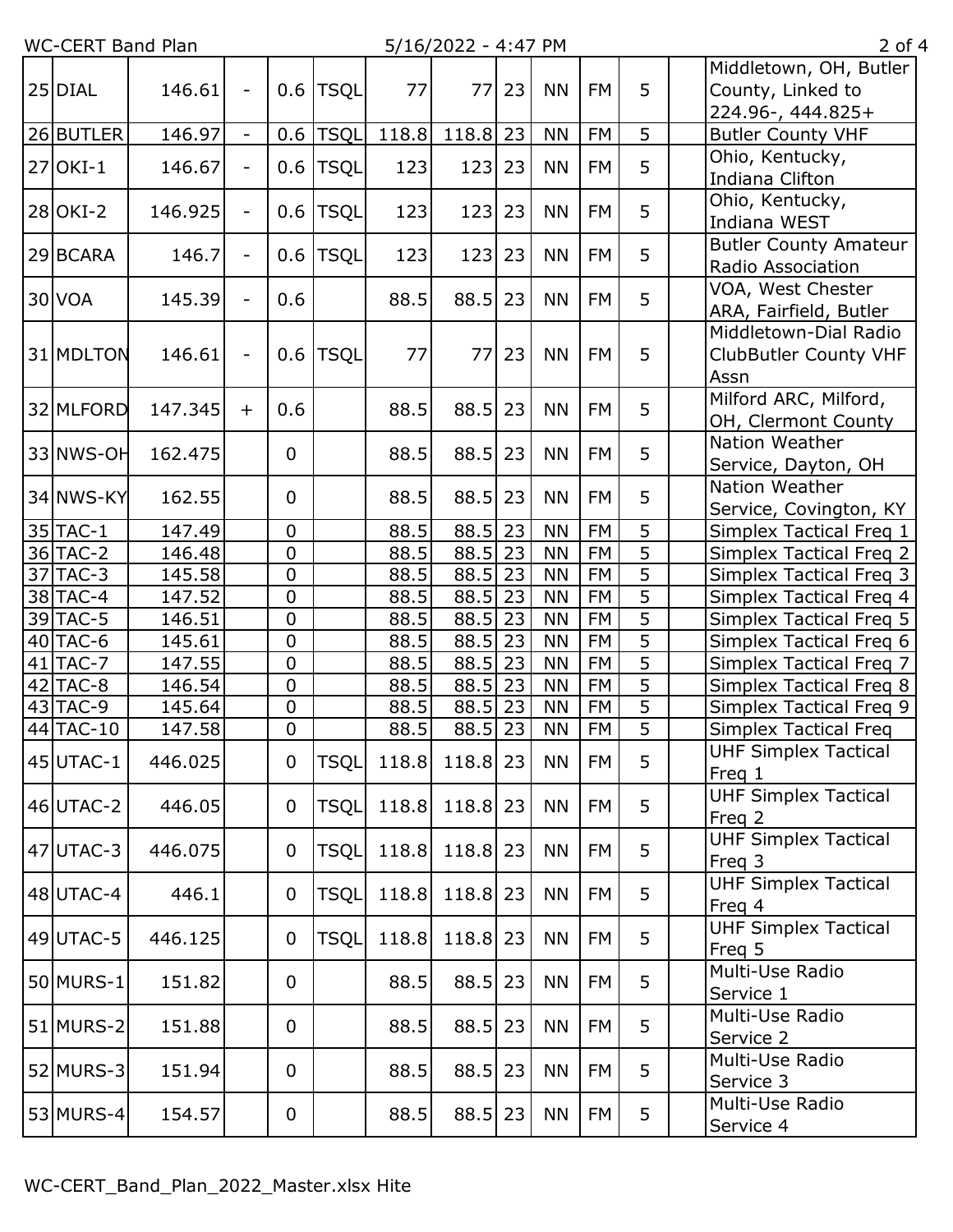|  |  |  |  |  |  |  |  |  |  |  |  |  |  |
|---|---|---|---|---|---|---|---|---|---|---|---|---|---|
| 25 | DIAL | 146.61 | - | 0.6 | TSQL | 77 | 77 | 23 | NN | FM | 5 |  | Middletown, OH, Butler County, Linked to 224.96-, 444.825+ |
| 26 | BUTLER | 146.97 | - | 0.6 | TSQL | 118.8 | 118.8 | 23 | NN | FM | 5 |  | Butler County VHF |
| 27 | OKI-1 | 146.67 | - | 0.6 | TSQL | 123 | 123 | 23 | NN | FM | 5 |  | Ohio, Kentucky, Indiana Clifton |
| 28 | OKI-2 | 146.925 | - | 0.6 | TSQL | 123 | 123 | 23 | NN | FM | 5 |  | Ohio, Kentucky, Indiana WEST |
| 29 | BCARA | 146.7 | - | 0.6 | TSQL | 123 | 123 | 23 | NN | FM | 5 |  | Butler County Amateur Radio Association |
| 30 | VOA | 145.39 | - | 0.6 |  | 88.5 | 88.5 | 23 | NN | FM | 5 |  | VOA, West Chester ARA, Fairfield, Butler |
| 31 | MDLTON | 146.61 | - | 0.6 | TSQL | 77 | 77 | 23 | NN | FM | 5 |  | Middletown-Dial Radio ClubButler County VHF Assn |
| 32 | MLFORD | 147.345 | + | 0.6 |  | 88.5 | 88.5 | 23 | NN | FM | 5 |  | Milford ARC, Milford, OH, Clermont County |
| 33 | NWS-OH | 162.475 |  | 0 |  | 88.5 | 88.5 | 23 | NN | FM | 5 |  | Nation Weather Service, Dayton, OH |
| 34 | NWS-KY | 162.55 |  | 0 |  | 88.5 | 88.5 | 23 | NN | FM | 5 |  | Nation Weather Service, Covington, KY |
| 35 | TAC-1 | 147.49 |  | 0 |  | 88.5 | 88.5 | 23 | NN | FM | 5 |  | Simplex Tactical Freq 1 |
| 36 | TAC-2 | 146.48 |  | 0 |  | 88.5 | 88.5 | 23 | NN | FM | 5 |  | Simplex Tactical Freq 2 |
| 37 | TAC-3 | 145.58 |  | 0 |  | 88.5 | 88.5 | 23 | NN | FM | 5 |  | Simplex Tactical Freq 3 |
| 38 | TAC-4 | 147.52 |  | 0 |  | 88.5 | 88.5 | 23 | NN | FM | 5 |  | Simplex Tactical Freq 4 |
| 39 | TAC-5 | 146.51 |  | 0 |  | 88.5 | 88.5 | 23 | NN | FM | 5 |  | Simplex Tactical Freq 5 |
| 40 | TAC-6 | 145.61 |  | 0 |  | 88.5 | 88.5 | 23 | NN | FM | 5 |  | Simplex Tactical Freq 6 |
| 41 | TAC-7 | 147.55 |  | 0 |  | 88.5 | 88.5 | 23 | NN | FM | 5 |  | Simplex Tactical Freq 7 |
| 42 | TAC-8 | 146.54 |  | 0 |  | 88.5 | 88.5 | 23 | NN | FM | 5 |  | Simplex Tactical Freq 8 |
| 43 | TAC-9 | 145.64 |  | 0 |  | 88.5 | 88.5 | 23 | NN | FM | 5 |  | Simplex Tactical Freq 9 |
| 44 | TAC-10 | 147.58 |  | 0 |  | 88.5 | 88.5 | 23 | NN | FM | 5 |  | Simplex Tactical Freq |
| 45 | UTAC-1 | 446.025 |  | 0 | TSQL | 118.8 | 118.8 | 23 | NN | FM | 5 |  | UHF Simplex Tactical Freq 1 |
| 46 | UTAC-2 | 446.05 |  | 0 | TSQL | 118.8 | 118.8 | 23 | NN | FM | 5 |  | UHF Simplex Tactical Freq 2 |
| 47 | UTAC-3 | 446.075 |  | 0 | TSQL | 118.8 | 118.8 | 23 | NN | FM | 5 |  | UHF Simplex Tactical Freq 3 |
| 48 | UTAC-4 | 446.1 |  | 0 | TSQL | 118.8 | 118.8 | 23 | NN | FM | 5 |  | UHF Simplex Tactical Freq 4 |
| 49 | UTAC-5 | 446.125 |  | 0 | TSQL | 118.8 | 118.8 | 23 | NN | FM | 5 |  | UHF Simplex Tactical Freq 5 |
| 50 | MURS-1 | 151.82 |  | 0 |  | 88.5 | 88.5 | 23 | NN | FM | 5 |  | Multi-Use Radio Service 1 |
| 51 | MURS-2 | 151.88 |  | 0 |  | 88.5 | 88.5 | 23 | NN | FM | 5 |  | Multi-Use Radio Service 2 |
| 52 | MURS-3 | 151.94 |  | 0 |  | 88.5 | 88.5 | 23 | NN | FM | 5 |  | Multi-Use Radio Service 3 |
| 53 | MURS-4 | 154.57 |  | 0 |  | 88.5 | 88.5 | 23 | NN | FM | 5 |  | Multi-Use Radio Service 4 |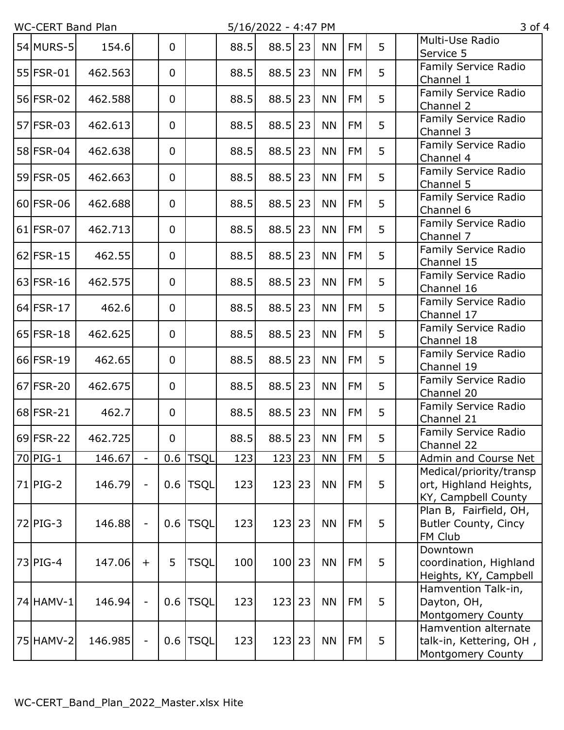| 54 | MURS-5 | 154.6 | | 0 | | 88.5 | 88.5 | 23 | NN | FM | 5 | | Multi-Use Radio Service 5 |
|---|---|---|---|---|---|---|---|---|---|---|---|---|---|
| 55 | FSR-01 | 462.563 | | 0 | | 88.5 | 88.5 | 23 | NN | FM | 5 | | Family Service Radio Channel 1 |
| 56 | FSR-02 | 462.588 | | 0 | | 88.5 | 88.5 | 23 | NN | FM | 5 | | Family Service Radio Channel 2 |
| 57 | FSR-03 | 462.613 | | 0 | | 88.5 | 88.5 | 23 | NN | FM | 5 | | Family Service Radio Channel 3 |
| 58 | FSR-04 | 462.638 | | 0 | | 88.5 | 88.5 | 23 | NN | FM | 5 | | Family Service Radio Channel 4 |
| 59 | FSR-05 | 462.663 | | 0 | | 88.5 | 88.5 | 23 | NN | FM | 5 | | Family Service Radio Channel 5 |
| 60 | FSR-06 | 462.688 | | 0 | | 88.5 | 88.5 | 23 | NN | FM | 5 | | Family Service Radio Channel 6 |
| 61 | FSR-07 | 462.713 | | 0 | | 88.5 | 88.5 | 23 | NN | FM | 5 | | Family Service Radio Channel 7 |
| 62 | FSR-15 | 462.55 | | 0 | | 88.5 | 88.5 | 23 | NN | FM | 5 | | Family Service Radio Channel 15 |
| 63 | FSR-16 | 462.575 | | 0 | | 88.5 | 88.5 | 23 | NN | FM | 5 | | Family Service Radio Channel 16 |
| 64 | FSR-17 | 462.6 | | 0 | | 88.5 | 88.5 | 23 | NN | FM | 5 | | Family Service Radio Channel 17 |
| 65 | FSR-18 | 462.625 | | 0 | | 88.5 | 88.5 | 23 | NN | FM | 5 | | Family Service Radio Channel 18 |
| 66 | FSR-19 | 462.65 | | 0 | | 88.5 | 88.5 | 23 | NN | FM | 5 | | Family Service Radio Channel 19 |
| 67 | FSR-20 | 462.675 | | 0 | | 88.5 | 88.5 | 23 | NN | FM | 5 | | Family Service Radio Channel 20 |
| 68 | FSR-21 | 462.7 | | 0 | | 88.5 | 88.5 | 23 | NN | FM | 5 | | Family Service Radio Channel 21 |
| 69 | FSR-22 | 462.725 | | 0 | | 88.5 | 88.5 | 23 | NN | FM | 5 | | Family Service Radio Channel 22 |
| 70 | PIG-1 | 146.67 | - | 0.6 | TSQL | 123 | 123 | 23 | NN | FM | 5 | | Admin and Course Net |
| 71 | PIG-2 | 146.79 | - | 0.6 | TSQL | 123 | 123 | 23 | NN | FM | 5 | | Medical/priority/transport, Highland Heights, KY, Campbell County |
| 72 | PIG-3 | 146.88 | - | 0.6 | TSQL | 123 | 123 | 23 | NN | FM | 5 | | Plan B, Fairfield, OH, Butler County, Cincy FM Club |
| 73 | PIG-4 | 147.06 | + | 5 | TSQL | 100 | 100 | 23 | NN | FM | 5 | | Downtown coordination, Highland Heights, KY, Campbell |
| 74 | HAMV-1 | 146.94 | - | 0.6 | TSQL | 123 | 123 | 23 | NN | FM | 5 | | Hamvention Talk-in, Dayton, OH, Montgomery County |
| 75 | HAMV-2 | 146.985 | - | 0.6 | TSQL | 123 | 123 | 23 | NN | FM | 5 | | Hamvention alternate talk-in, Kettering, OH , Montgomery County |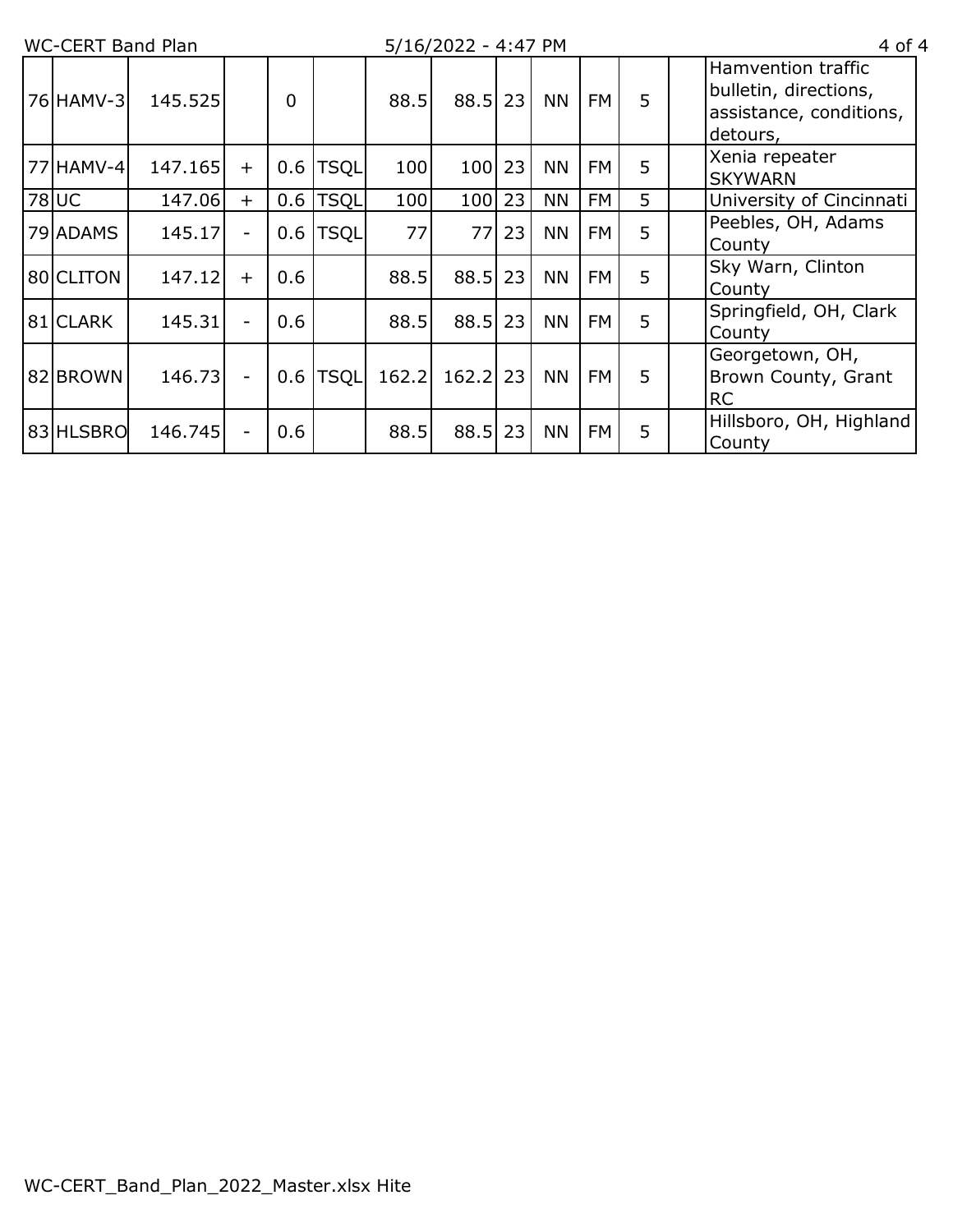| | | | | | | | | | | | | | |
|---|---|---|---|---|---|---|---|---|---|---|---|---|---|
| 76 | HAMV-3 | 145.525 | | 0 | | 88.5 | 88.5 | 23 | NN | FM | 5 | | Hamvention traffic bulletin, directions, assistance, conditions, detours, |
| 77 | HAMV-4 | 147.165 | + | 0.6 | TSQL | 100 | 100 | 23 | NN | FM | 5 | | Xenia repeater SKYWARN |
| 78 | UC | 147.06 | + | 0.6 | TSQL | 100 | 100 | 23 | NN | FM | 5 | | University of Cincinnati |
| 79 | ADAMS | 145.17 | - | 0.6 | TSQL | 77 | 77 | 23 | NN | FM | 5 | | Peebles, OH, Adams County |
| 80 | CLITON | 147.12 | + | 0.6 | | 88.5 | 88.5 | 23 | NN | FM | 5 | | Sky Warn, Clinton County |
| 81 | CLARK | 145.31 | - | 0.6 | | 88.5 | 88.5 | 23 | NN | FM | 5 | | Springfield, OH, Clark County |
| 82 | BROWN | 146.73 | - | 0.6 | TSQL | 162.2 | 162.2 | 23 | NN | FM | 5 | | Georgetown, OH, Brown County, Grant RC |
| 83 | HLSBRO | 146.745 | - | 0.6 | | 88.5 | 88.5 | 23 | NN | FM | 5 | | Hillsboro, OH, Highland County |